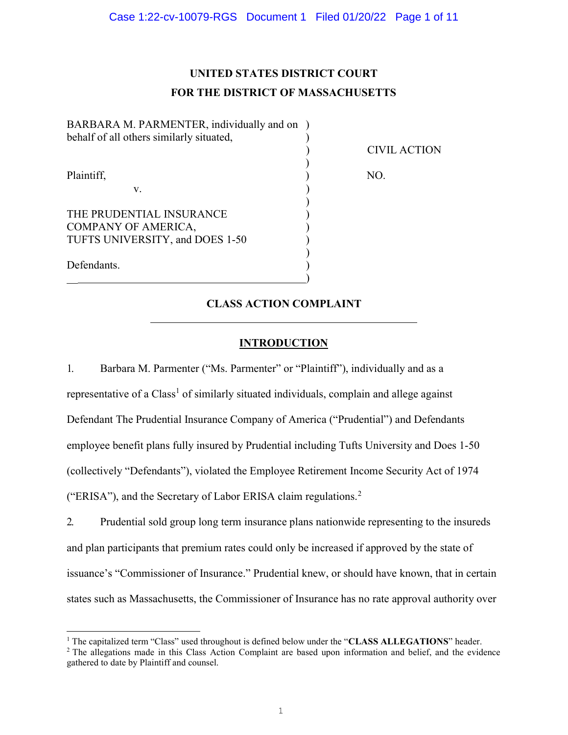**UNITED STATES DISTRICT COURT**
**FOR THE DISTRICT OF MASSACHUSETTS**

| | |
|---|---|
| BARBARA M. PARMENTER, individually and on behalf of all others similarly situated,<br><br>Plaintiff,<br>v.<br><br>THE PRUDENTIAL INSURANCE COMPANY OF AMERICA, TUFTS UNIVERSITY, and DOES 1-50<br><br>Defendants. | CIVIL ACTION<br><br>NO. |

## CLASS ACTION COMPLAINT

### INTRODUCTION

1. Barbara M. Parmenter ("Ms. Parmenter" or "Plaintiff"), individually and as a representative of a Class[1] of similarly situated individuals, complain and allege against Defendant The Prudential Insurance Company of America ("Prudential") and Defendants employee benefit plans fully insured by Prudential including Tufts University and Does 1-50 (collectively "Defendants"), violated the Employee Retirement Income Security Act of 1974 ("ERISA"), and the Secretary of Labor ERISA claim regulations.[2]

2. Prudential sold group long term insurance plans nationwide representing to the insureds and plan participants that premium rates could only be increased if approved by the state of issuance's "Commissioner of Insurance." Prudential knew, or should have known, that in certain states such as Massachusetts, the Commissioner of Insurance has no rate approval authority over

[1] The capitalized term "Class" used throughout is defined below under the "**CLASS ALLEGATIONS**" header.

[2] The allegations made in this Class Action Complaint are based upon information and belief, and the evidence gathered to date by Plaintiff and counsel.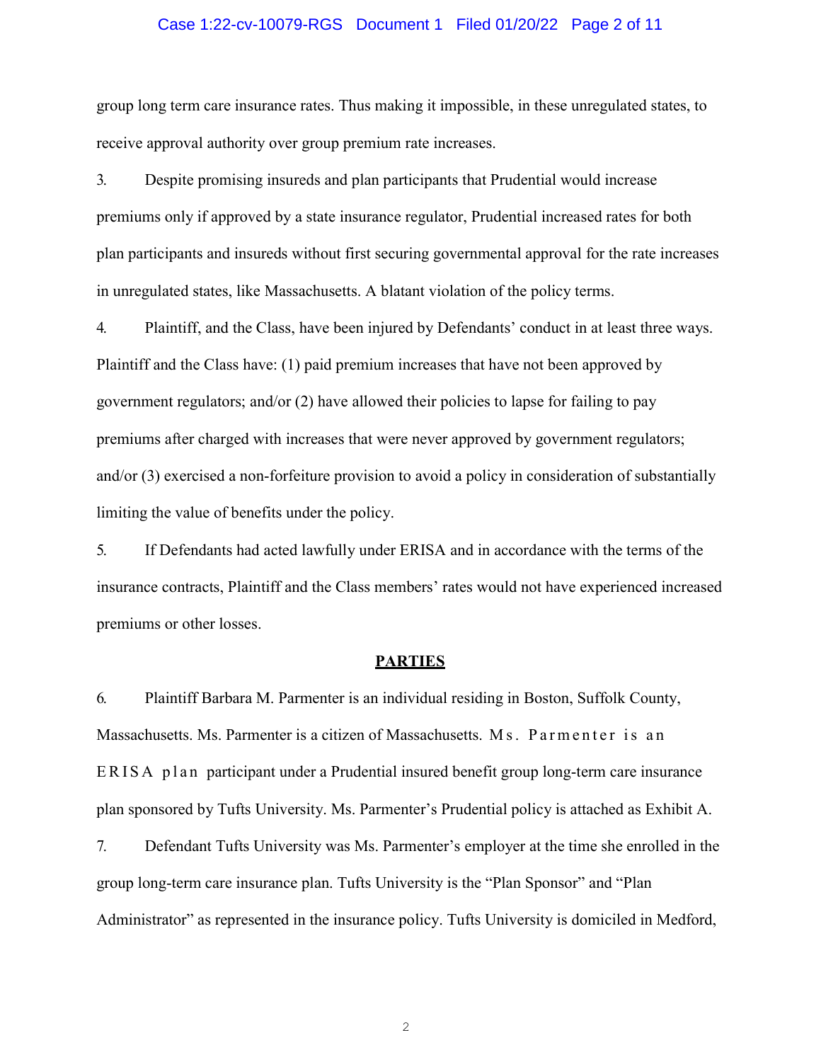group long term care insurance rates. Thus making it impossible, in these unregulated states, to receive approval authority over group premium rate increases.

3. Despite promising insureds and plan participants that Prudential would increase premiums only if approved by a state insurance regulator, Prudential increased rates for both plan participants and insureds without first securing governmental approval for the rate increases in unregulated states, like Massachusetts. A blatant violation of the policy terms.

4. Plaintiff, and the Class, have been injured by Defendants' conduct in at least three ways. Plaintiff and the Class have: (1) paid premium increases that have not been approved by government regulators; and/or (2) have allowed their policies to lapse for failing to pay premiums after charged with increases that were never approved by government regulators; and/or (3) exercised a non-forfeiture provision to avoid a policy in consideration of substantially limiting the value of benefits under the policy.

5. If Defendants had acted lawfully under ERISA and in accordance with the terms of the insurance contracts, Plaintiff and the Class members' rates would not have experienced increased premiums or other losses.

## PARTIES

6. Plaintiff Barbara M. Parmenter is an individual residing in Boston, Suffolk County, Massachusetts. Ms. Parmenter is a citizen of Massachusetts. Ms. Parmenter is an ERISA plan participant under a Prudential insured benefit group long-term care insurance plan sponsored by Tufts University. Ms. Parmenter's Prudential policy is attached as Exhibit A.

7. Defendant Tufts University was Ms. Parmenter's employer at the time she enrolled in the group long-term care insurance plan. Tufts University is the "Plan Sponsor" and "Plan Administrator" as represented in the insurance policy. Tufts University is domiciled in Medford,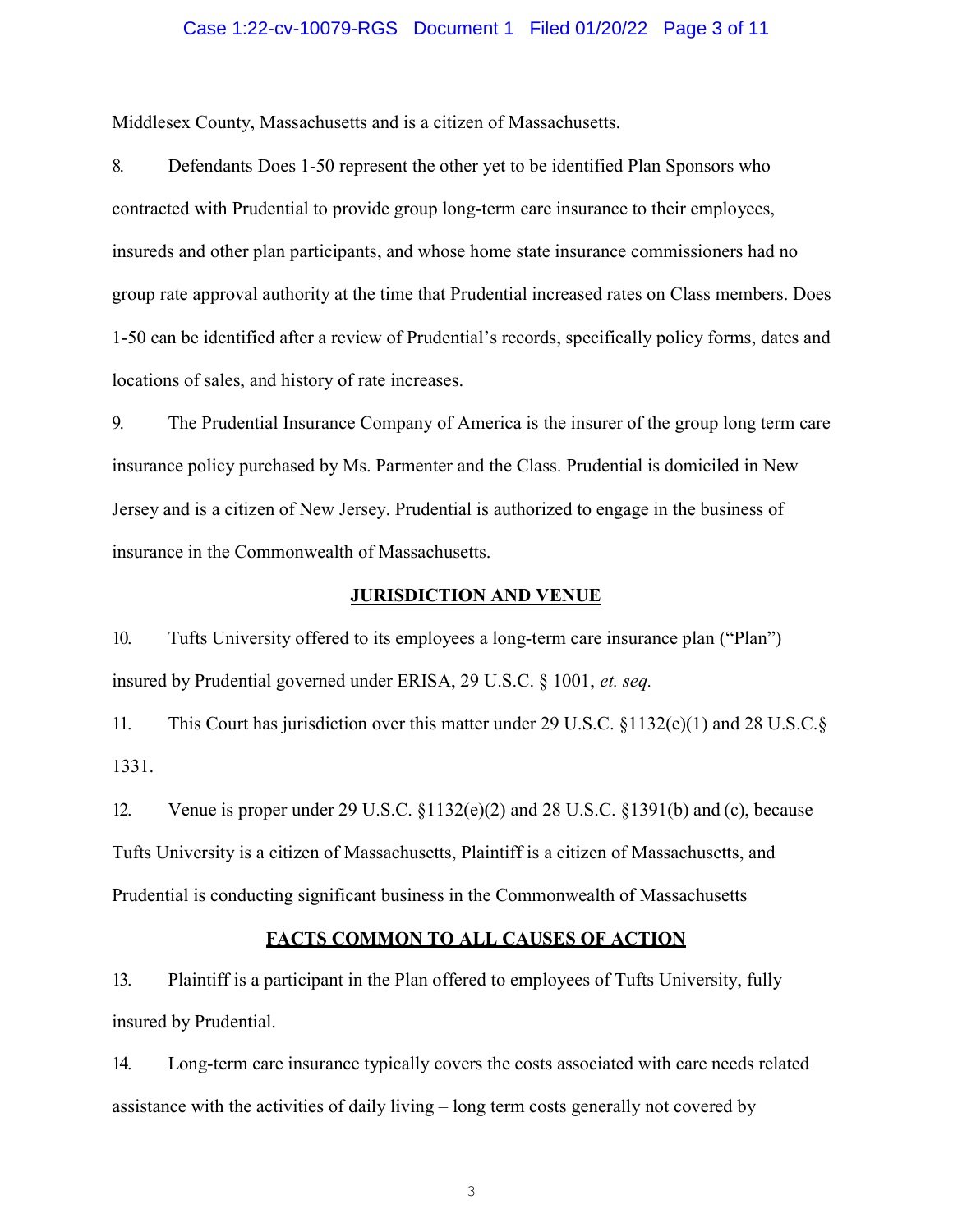Middlesex County, Massachusetts and is a citizen of Massachusetts.

8. Defendants Does 1-50 represent the other yet to be identified Plan Sponsors who contracted with Prudential to provide group long-term care insurance to their employees, insureds and other plan participants, and whose home state insurance commissioners had no group rate approval authority at the time that Prudential increased rates on Class members. Does 1-50 can be identified after a review of Prudential's records, specifically policy forms, dates and locations of sales, and history of rate increases.

9. The Prudential Insurance Company of America is the insurer of the group long term care insurance policy purchased by Ms. Parmenter and the Class. Prudential is domiciled in New Jersey and is a citizen of New Jersey. Prudential is authorized to engage in the business of insurance in the Commonwealth of Massachusetts.

## JURISDICTION AND VENUE

10. Tufts University offered to its employees a long-term care insurance plan ("Plan") insured by Prudential governed under ERISA, 29 U.S.C. § 1001, *et. seq.*

11. This Court has jurisdiction over this matter under 29 U.S.C. §1132(e)(1) and 28 U.S.C.§ 1331.

12. Venue is proper under 29 U.S.C. §1132(e)(2) and 28 U.S.C. §1391(b) and (c), because Tufts University is a citizen of Massachusetts, Plaintiff is a citizen of Massachusetts, and Prudential is conducting significant business in the Commonwealth of Massachusetts

## FACTS COMMON TO ALL CAUSES OF ACTION

13. Plaintiff is a participant in the Plan offered to employees of Tufts University, fully insured by Prudential.

14. Long-term care insurance typically covers the costs associated with care needs related assistance with the activities of daily living – long term costs generally not covered by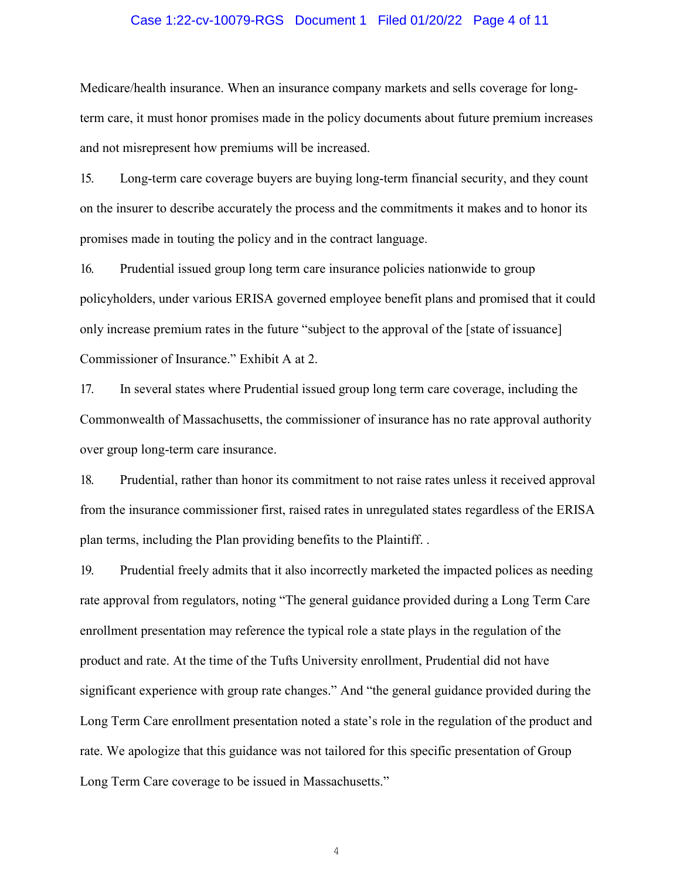Medicare/health insurance. When an insurance company markets and sells coverage for long-term care, it must honor promises made in the policy documents about future premium increases and not misrepresent how premiums will be increased.

15. Long-term care coverage buyers are buying long-term financial security, and they count on the insurer to describe accurately the process and the commitments it makes and to honor its promises made in touting the policy and in the contract language.

16. Prudential issued group long term care insurance policies nationwide to group policyholders, under various ERISA governed employee benefit plans and promised that it could only increase premium rates in the future "subject to the approval of the [state of issuance] Commissioner of Insurance." Exhibit A at 2.

17. In several states where Prudential issued group long term care coverage, including the Commonwealth of Massachusetts, the commissioner of insurance has no rate approval authority over group long-term care insurance.

18. Prudential, rather than honor its commitment to not raise rates unless it received approval from the insurance commissioner first, raised rates in unregulated states regardless of the ERISA plan terms, including the Plan providing benefits to the Plaintiff. .

19. Prudential freely admits that it also incorrectly marketed the impacted polices as needing rate approval from regulators, noting "The general guidance provided during a Long Term Care enrollment presentation may reference the typical role a state plays in the regulation of the product and rate. At the time of the Tufts University enrollment, Prudential did not have significant experience with group rate changes." And "the general guidance provided during the Long Term Care enrollment presentation noted a state's role in the regulation of the product and rate. We apologize that this guidance was not tailored for this specific presentation of Group Long Term Care coverage to be issued in Massachusetts."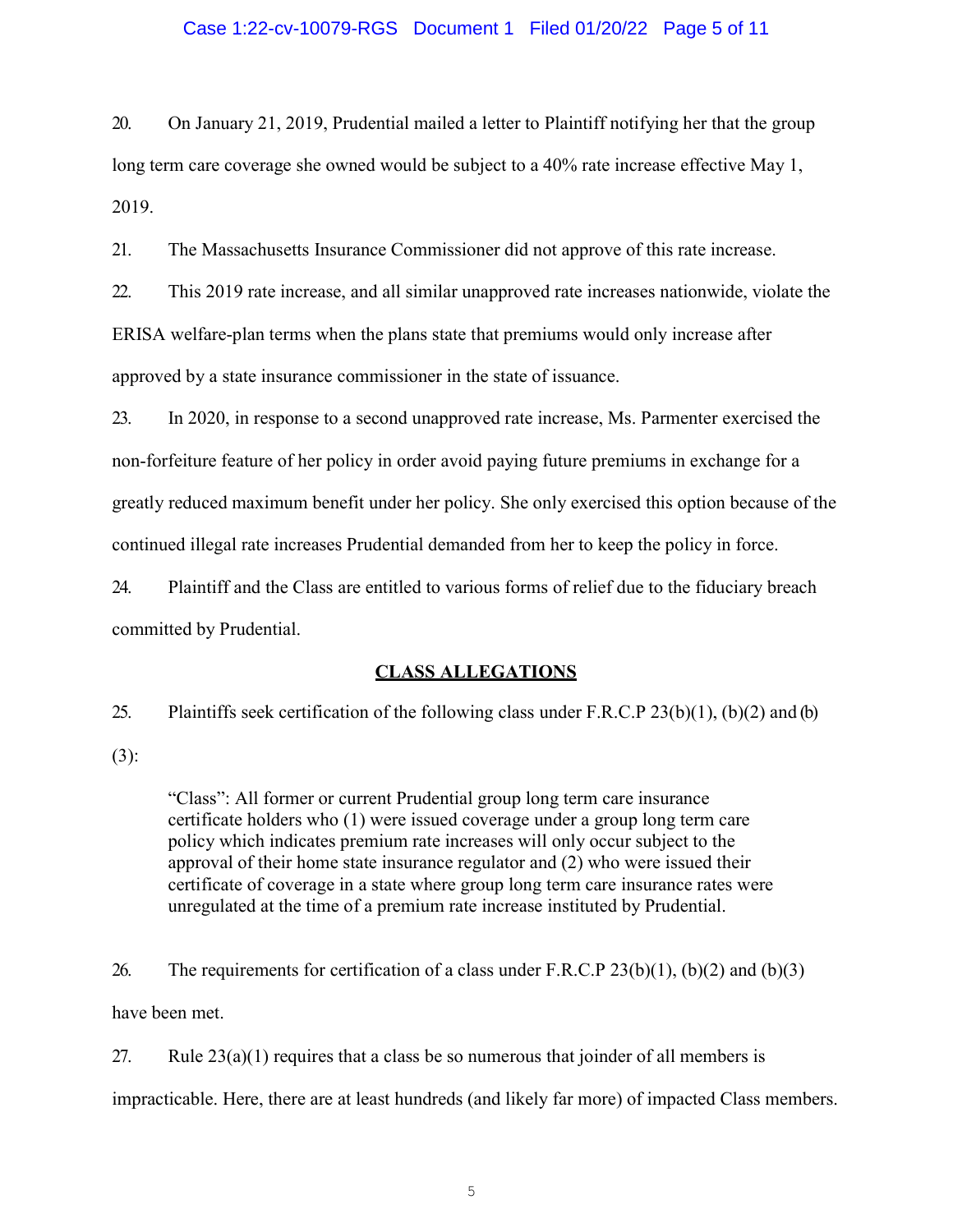20. On January 21, 2019, Prudential mailed a letter to Plaintiff notifying her that the group long term care coverage she owned would be subject to a 40% rate increase effective May 1, 2019.

21. The Massachusetts Insurance Commissioner did not approve of this rate increase.

22. This 2019 rate increase, and all similar unapproved rate increases nationwide, violate the ERISA welfare-plan terms when the plans state that premiums would only increase after approved by a state insurance commissioner in the state of issuance.

23. In 2020, in response to a second unapproved rate increase, Ms. Parmenter exercised the non-forfeiture feature of her policy in order avoid paying future premiums in exchange for a greatly reduced maximum benefit under her policy. She only exercised this option because of the continued illegal rate increases Prudential demanded from her to keep the policy in force.

24. Plaintiff and the Class are entitled to various forms of relief due to the fiduciary breach committed by Prudential.

## CLASS ALLEGATIONS

25. Plaintiffs seek certification of the following class under F.R.C.P 23(b)(1), (b)(2) and (b)(3):

> "Class": All former or current Prudential group long term care insurance certificate holders who (1) were issued coverage under a group long term care policy which indicates premium rate increases will only occur subject to the approval of their home state insurance regulator and (2) who were issued their certificate of coverage in a state where group long term care insurance rates were unregulated at the time of a premium rate increase instituted by Prudential.

26. The requirements for certification of a class under F.R.C.P 23(b)(1), (b)(2) and (b)(3) have been met.

27. Rule 23(a)(1) requires that a class be so numerous that joinder of all members is impracticable. Here, there are at least hundreds (and likely far more) of impacted Class members.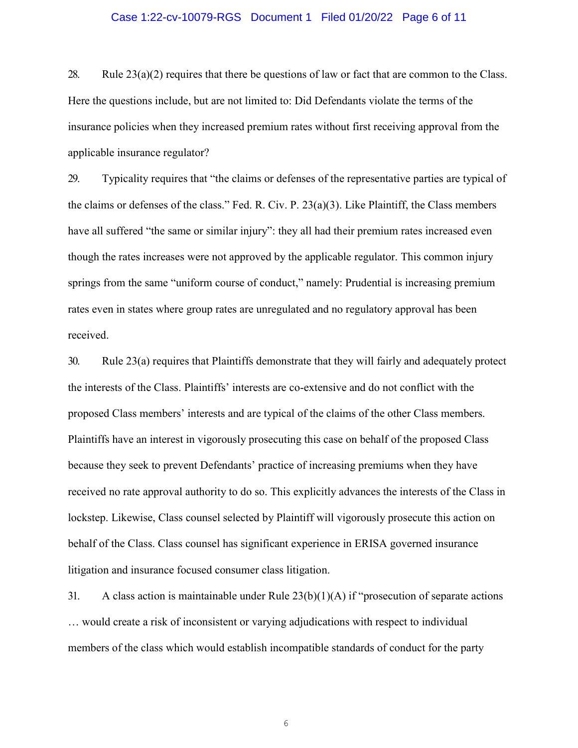28. Rule 23(a)(2) requires that there be questions of law or fact that are common to the Class. Here the questions include, but are not limited to: Did Defendants violate the terms of the insurance policies when they increased premium rates without first receiving approval from the applicable insurance regulator?

29. Typicality requires that "the claims or defenses of the representative parties are typical of the claims or defenses of the class." Fed. R. Civ. P. 23(a)(3). Like Plaintiff, the Class members have all suffered "the same or similar injury": they all had their premium rates increased even though the rates increases were not approved by the applicable regulator. This common injury springs from the same "uniform course of conduct," namely: Prudential is increasing premium rates even in states where group rates are unregulated and no regulatory approval has been received.

30. Rule 23(a) requires that Plaintiffs demonstrate that they will fairly and adequately protect the interests of the Class. Plaintiffs' interests are co-extensive and do not conflict with the proposed Class members' interests and are typical of the claims of the other Class members. Plaintiffs have an interest in vigorously prosecuting this case on behalf of the proposed Class because they seek to prevent Defendants' practice of increasing premiums when they have received no rate approval authority to do so. This explicitly advances the interests of the Class in lockstep. Likewise, Class counsel selected by Plaintiff will vigorously prosecute this action on behalf of the Class. Class counsel has significant experience in ERISA governed insurance litigation and insurance focused consumer class litigation.

31. A class action is maintainable under Rule 23(b)(1)(A) if "prosecution of separate actions … would create a risk of inconsistent or varying adjudications with respect to individual members of the class which would establish incompatible standards of conduct for the party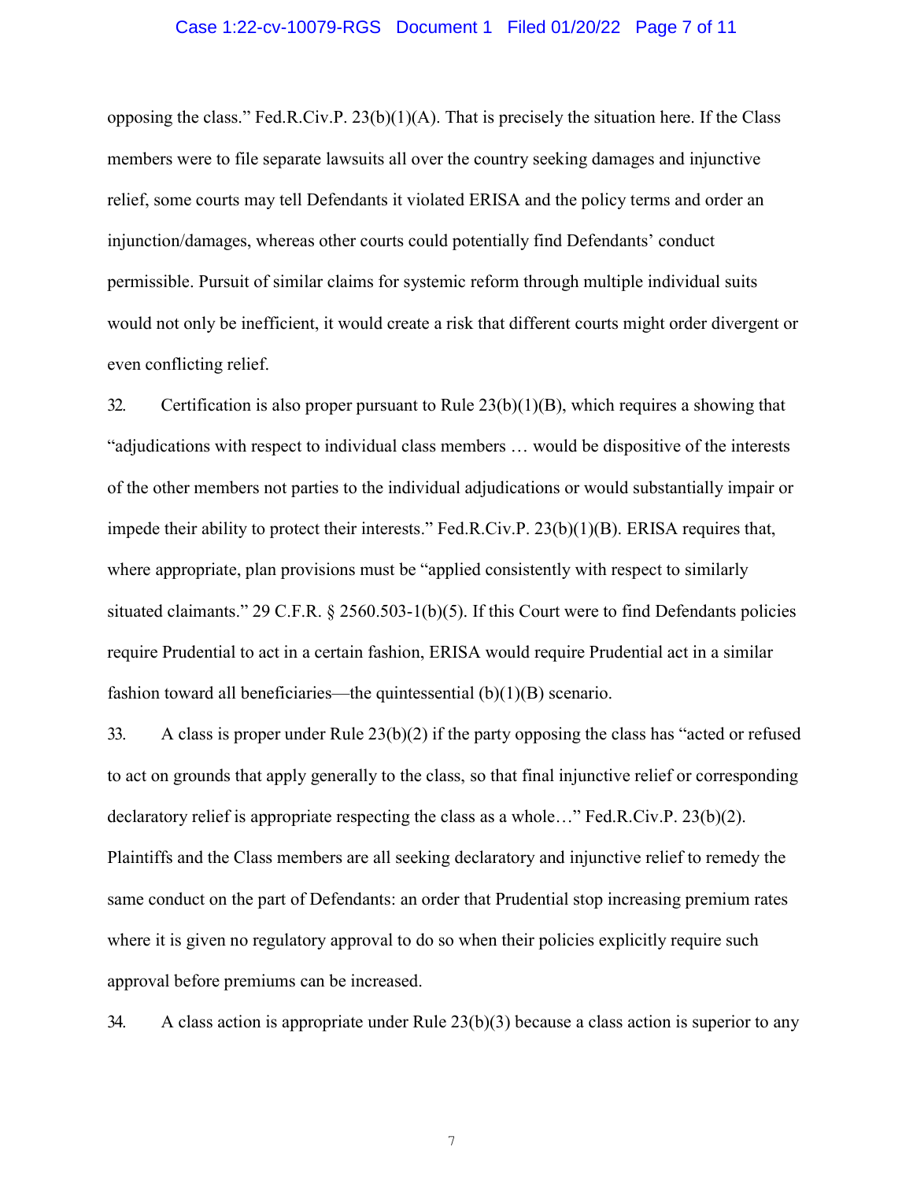opposing the class." Fed.R.Civ.P. 23(b)(1)(A). That is precisely the situation here. If the Class members were to file separate lawsuits all over the country seeking damages and injunctive relief, some courts may tell Defendants it violated ERISA and the policy terms and order an injunction/damages, whereas other courts could potentially find Defendants' conduct permissible. Pursuit of similar claims for systemic reform through multiple individual suits would not only be inefficient, it would create a risk that different courts might order divergent or even conflicting relief.

32. Certification is also proper pursuant to Rule 23(b)(1)(B), which requires a showing that "adjudications with respect to individual class members … would be dispositive of the interests of the other members not parties to the individual adjudications or would substantially impair or impede their ability to protect their interests." Fed.R.Civ.P. 23(b)(1)(B). ERISA requires that, where appropriate, plan provisions must be "applied consistently with respect to similarly situated claimants." 29 C.F.R. § 2560.503-1(b)(5). If this Court were to find Defendants policies require Prudential to act in a certain fashion, ERISA would require Prudential act in a similar fashion toward all beneficiaries—the quintessential (b)(1)(B) scenario.

33. A class is proper under Rule 23(b)(2) if the party opposing the class has "acted or refused to act on grounds that apply generally to the class, so that final injunctive relief or corresponding declaratory relief is appropriate respecting the class as a whole…" Fed.R.Civ.P. 23(b)(2). Plaintiffs and the Class members are all seeking declaratory and injunctive relief to remedy the same conduct on the part of Defendants: an order that Prudential stop increasing premium rates where it is given no regulatory approval to do so when their policies explicitly require such approval before premiums can be increased.

34. A class action is appropriate under Rule 23(b)(3) because a class action is superior to any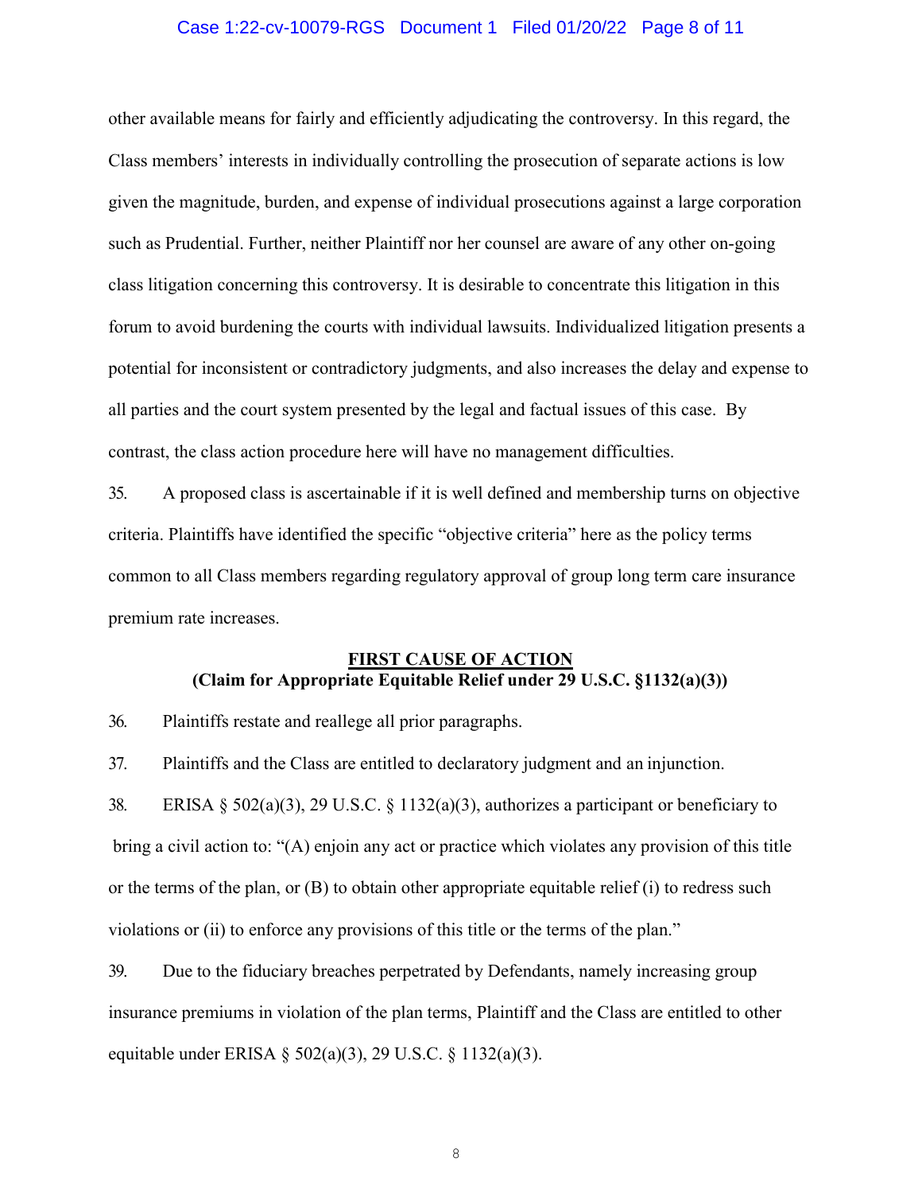other available means for fairly and efficiently adjudicating the controversy. In this regard, the Class members' interests in individually controlling the prosecution of separate actions is low given the magnitude, burden, and expense of individual prosecutions against a large corporation such as Prudential. Further, neither Plaintiff nor her counsel are aware of any other on-going class litigation concerning this controversy. It is desirable to concentrate this litigation in this forum to avoid burdening the courts with individual lawsuits. Individualized litigation presents a potential for inconsistent or contradictory judgments, and also increases the delay and expense to all parties and the court system presented by the legal and factual issues of this case. By contrast, the class action procedure here will have no management difficulties.

35. A proposed class is ascertainable if it is well defined and membership turns on objective criteria. Plaintiffs have identified the specific "objective criteria" here as the policy terms common to all Class members regarding regulatory approval of group long term care insurance premium rate increases.

## FIRST CAUSE OF ACTION
**(Claim for Appropriate Equitable Relief under 29 U.S.C. §1132(a)(3))**

36. Plaintiffs restate and reallege all prior paragraphs.

37. Plaintiffs and the Class are entitled to declaratory judgment and an injunction.

38. ERISA § 502(a)(3), 29 U.S.C. § 1132(a)(3), authorizes a participant or beneficiary to bring a civil action to: "(A) enjoin any act or practice which violates any provision of this title or the terms of the plan, or (B) to obtain other appropriate equitable relief (i) to redress such violations or (ii) to enforce any provisions of this title or the terms of the plan."

39. Due to the fiduciary breaches perpetrated by Defendants, namely increasing group insurance premiums in violation of the plan terms, Plaintiff and the Class are entitled to other equitable under ERISA § 502(a)(3), 29 U.S.C. § 1132(a)(3).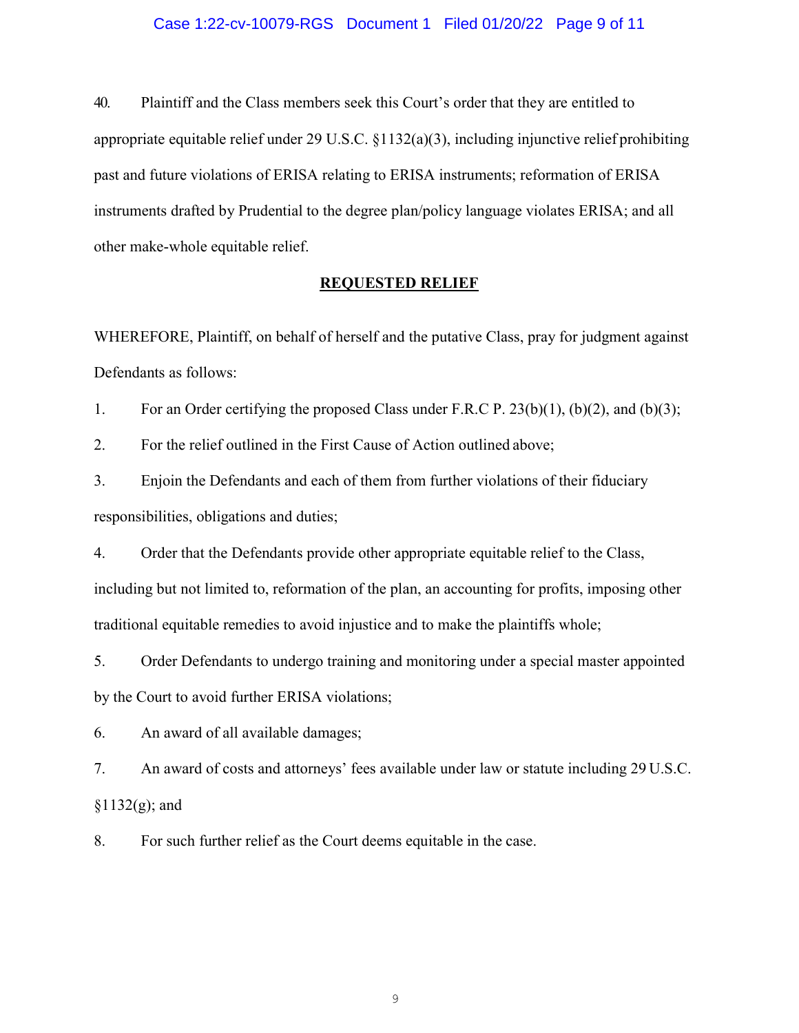40. Plaintiff and the Class members seek this Court's order that they are entitled to appropriate equitable relief under 29 U.S.C. §1132(a)(3), including injunctive relief prohibiting past and future violations of ERISA relating to ERISA instruments; reformation of ERISA instruments drafted by Prudential to the degree plan/policy language violates ERISA; and all other make-whole equitable relief.

## REQUESTED RELIEF

WHEREFORE, Plaintiff, on behalf of herself and the putative Class, pray for judgment against Defendants as follows:

1. For an Order certifying the proposed Class under F.R.C P. 23(b)(1), (b)(2), and (b)(3);

2. For the relief outlined in the First Cause of Action outlined above;

3. Enjoin the Defendants and each of them from further violations of their fiduciary responsibilities, obligations and duties;

4. Order that the Defendants provide other appropriate equitable relief to the Class, including but not limited to, reformation of the plan, an accounting for profits, imposing other traditional equitable remedies to avoid injustice and to make the plaintiffs whole;

5. Order Defendants to undergo training and monitoring under a special master appointed by the Court to avoid further ERISA violations;

6. An award of all available damages;

7. An award of costs and attorneys' fees available under law or statute including 29 U.S.C. §1132(g); and

8. For such further relief as the Court deems equitable in the case.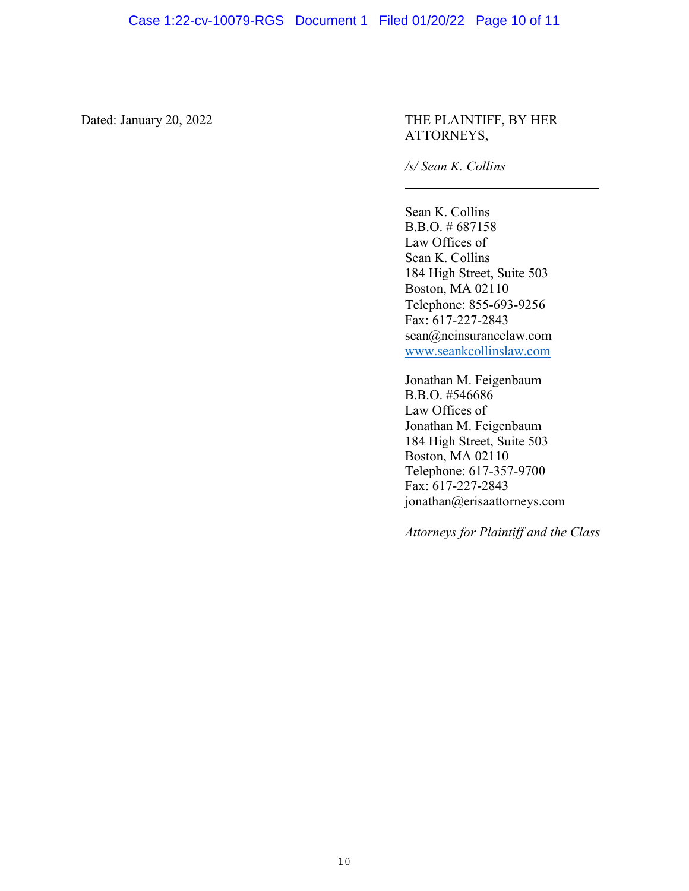Dated: January 20, 2022

THE PLAINTIFF, BY HER ATTORNEYS,

*/s/ Sean K. Collins*

___________________________

Sean K. Collins
B.B.O. # 687158
Law Offices of
Sean K. Collins
184 High Street, Suite 503
Boston, MA 02110
Telephone: 855-693-9256
Fax: 617-227-2843
sean@neinsurancelaw.com
www.seankcollinslaw.com

Jonathan M. Feigenbaum
B.B.O. #546686
Law Offices of
Jonathan M. Feigenbaum
184 High Street, Suite 503
Boston, MA 02110
Telephone: 617-357-9700
Fax: 617-227-2843
jonathan@erisaattorneys.com

*Attorneys for Plaintiff and the Class*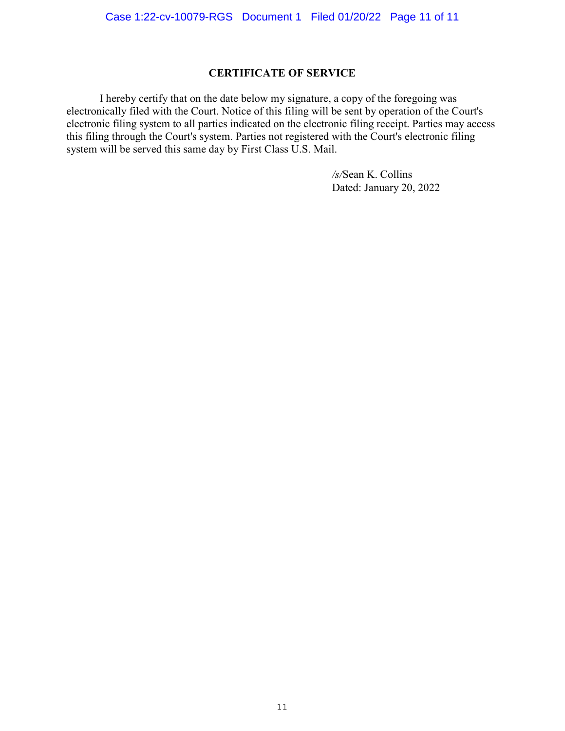## CERTIFICATE OF SERVICE

I hereby certify that on the date below my signature, a copy of the foregoing was electronically filed with the Court. Notice of this filing will be sent by operation of the Court's electronic filing system to all parties indicated on the electronic filing receipt. Parties may access this filing through the Court's system. Parties not registered with the Court's electronic filing system will be served this same day by First Class U.S. Mail.

*/s/*Sean K. Collins
Dated: January 20, 2022